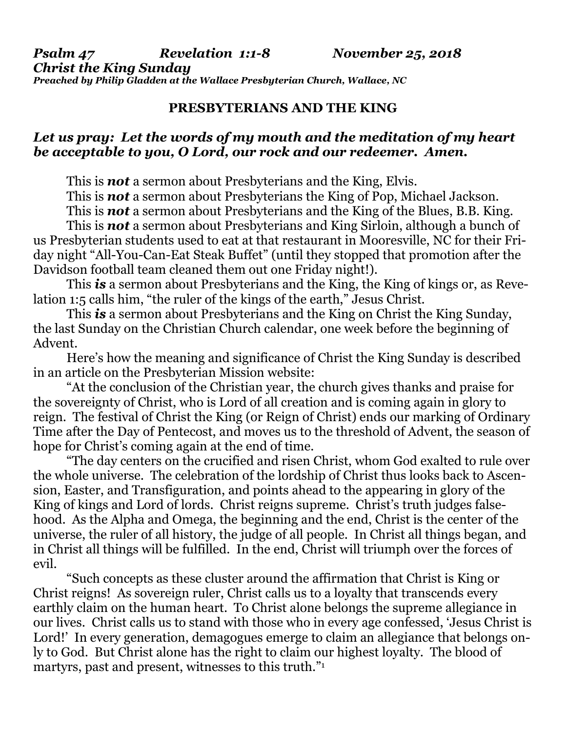***Psalm 47 Revelation 1:1-8 November 25, 2018***
***Christ the King Sunday***
***Preached by Philip Gladden at the Wallace Presbyterian Church, Wallace, NC***

## PRESBYTERIANS AND THE KING

***Let us pray: Let the words of my mouth and the meditation of my heart be acceptable to you, O Lord, our rock and our redeemer. Amen.***

This is ***not*** a sermon about Presbyterians and the King, Elvis.

This is ***not*** a sermon about Presbyterians the King of Pop, Michael Jackson.

This is ***not*** a sermon about Presbyterians and the King of the Blues, B.B. King.

This is ***not*** a sermon about Presbyterians and King Sirloin, although a bunch of us Presbyterian students used to eat at that restaurant in Mooresville, NC for their Friday night "All-You-Can-Eat Steak Buffet" (until they stopped that promotion after the Davidson football team cleaned them out one Friday night!).

This ***is*** a sermon about Presbyterians and the King, the King of kings or, as Revelation 1:5 calls him, "the ruler of the kings of the earth," Jesus Christ.

This ***is*** a sermon about Presbyterians and the King on Christ the King Sunday, the last Sunday on the Christian Church calendar, one week before the beginning of Advent.

Here's how the meaning and significance of Christ the King Sunday is described in an article on the Presbyterian Mission website:

"At the conclusion of the Christian year, the church gives thanks and praise for the sovereignty of Christ, who is Lord of all creation and is coming again in glory to reign. The festival of Christ the King (or Reign of Christ) ends our marking of Ordinary Time after the Day of Pentecost, and moves us to the threshold of Advent, the season of hope for Christ's coming again at the end of time.

"The day centers on the crucified and risen Christ, whom God exalted to rule over the whole universe. The celebration of the lordship of Christ thus looks back to Ascension, Easter, and Transfiguration, and points ahead to the appearing in glory of the King of kings and Lord of lords. Christ reigns supreme. Christ's truth judges falsehood. As the Alpha and Omega, the beginning and the end, Christ is the center of the universe, the ruler of all history, the judge of all people. In Christ all things began, and in Christ all things will be fulfilled. In the end, Christ will triumph over the forces of evil.

"Such concepts as these cluster around the affirmation that Christ is King or Christ reigns! As sovereign ruler, Christ calls us to a loyalty that transcends every earthly claim on the human heart. To Christ alone belongs the supreme allegiance in our lives. Christ calls us to stand with those who in every age confessed, 'Jesus Christ is Lord!' In every generation, demagogues emerge to claim an allegiance that belongs only to God. But Christ alone has the right to claim our highest loyalty. The blood of martyrs, past and present, witnesses to this truth."[1]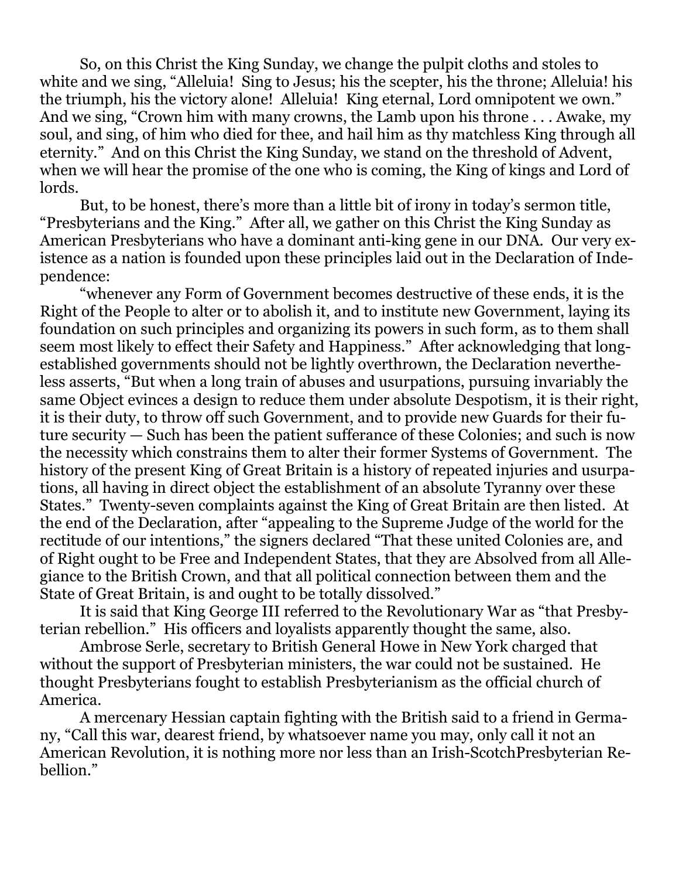So, on this Christ the King Sunday, we change the pulpit cloths and stoles to white and we sing, “Alleluia! Sing to Jesus; his the scepter, his the throne; Alleluia! his the triumph, his the victory alone! Alleluia! King eternal, Lord omnipotent we own.” And we sing, “Crown him with many crowns, the Lamb upon his throne . . . Awake, my soul, and sing, of him who died for thee, and hail him as thy matchless King through all eternity.” And on this Christ the King Sunday, we stand on the threshold of Advent, when we will hear the promise of the one who is coming, the King of kings and Lord of lords.

But, to be honest, there’s more than a little bit of irony in today’s sermon title, “Presbyterians and the King.” After all, we gather on this Christ the King Sunday as American Presbyterians who have a dominant anti-king gene in our DNA. Our very existence as a nation is founded upon these principles laid out in the Declaration of Independence:

“whenever any Form of Government becomes destructive of these ends, it is the Right of the People to alter or to abolish it, and to institute new Government, laying its foundation on such principles and organizing its powers in such form, as to them shall seem most likely to effect their Safety and Happiness.” After acknowledging that long-established governments should not be lightly overthrown, the Declaration nevertheless asserts, “But when a long train of abuses and usurpations, pursuing invariably the same Object evinces a design to reduce them under absolute Despotism, it is their right, it is their duty, to throw off such Government, and to provide new Guards for their future security — Such has been the patient sufferance of these Colonies; and such is now the necessity which constrains them to alter their former Systems of Government. The history of the present King of Great Britain is a history of repeated injuries and usurpations, all having in direct object the establishment of an absolute Tyranny over these States.” Twenty-seven complaints against the King of Great Britain are then listed. At the end of the Declaration, after “appealing to the Supreme Judge of the world for the rectitude of our intentions,” the signers declared “That these united Colonies are, and of Right ought to be Free and Independent States, that they are Absolved from all Allegiance to the British Crown, and that all political connection between them and the State of Great Britain, is and ought to be totally dissolved.”

It is said that King George III referred to the Revolutionary War as “that Presbyterian rebellion.” His officers and loyalists apparently thought the same, also.

Ambrose Serle, secretary to British General Howe in New York charged that without the support of Presbyterian ministers, the war could not be sustained. He thought Presbyterians fought to establish Presbyterianism as the official church of America.

A mercenary Hessian captain fighting with the British said to a friend in Germany, “Call this war, dearest friend, by whatsoever name you may, only call it not an American Revolution, it is nothing more nor less than an Irish-ScotchPresbyterian Rebellion.”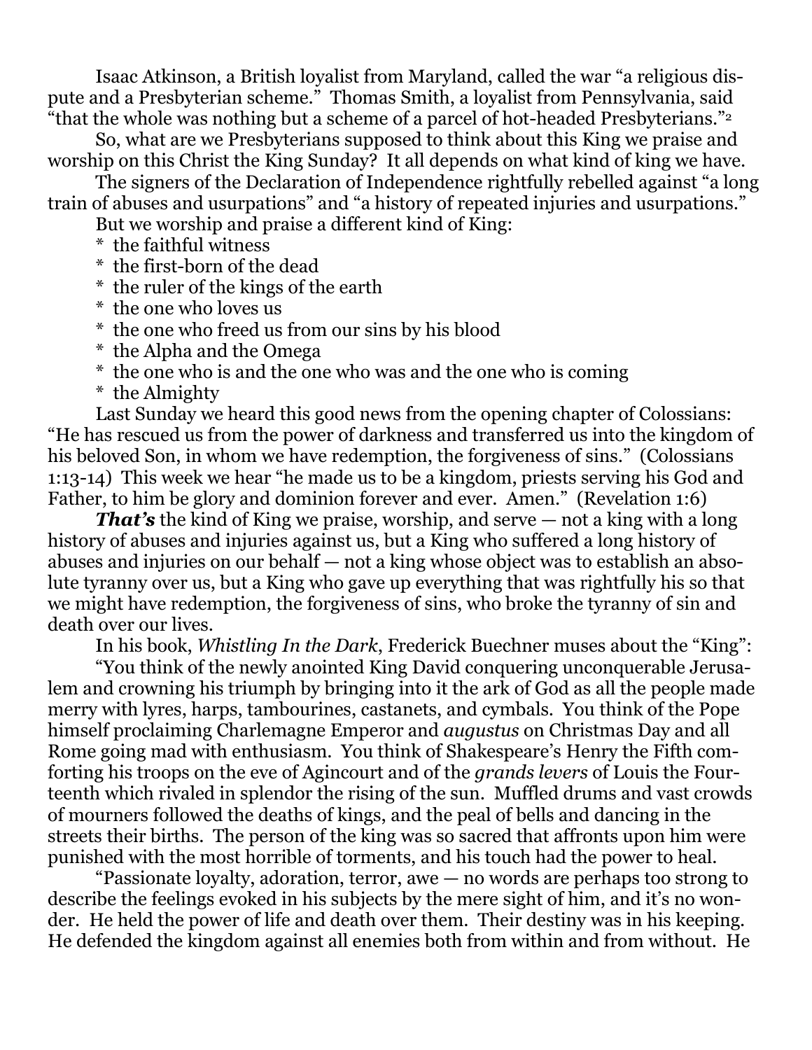Isaac Atkinson, a British loyalist from Maryland, called the war "a religious dispute and a Presbyterian scheme." Thomas Smith, a loyalist from Pennsylvania, said "that the whole was nothing but a scheme of a parcel of hot-headed Presbyterians."[2]

So, what are we Presbyterians supposed to think about this King we praise and worship on this Christ the King Sunday? It all depends on what kind of king we have.

The signers of the Declaration of Independence rightfully rebelled against "a long train of abuses and usurpations" and "a history of repeated injuries and usurpations."

But we worship and praise a different kind of King:

* the faithful witness
* the first-born of the dead
* the ruler of the kings of the earth
* the one who loves us
* the one who freed us from our sins by his blood
* the Alpha and the Omega
* the one who is and the one who was and the one who is coming
* the Almighty

Last Sunday we heard this good news from the opening chapter of Colossians: "He has rescued us from the power of darkness and transferred us into the kingdom of his beloved Son, in whom we have redemption, the forgiveness of sins." (Colossians 1:13-14) This week we hear "he made us to be a kingdom, priests serving his God and Father, to him be glory and dominion forever and ever. Amen." (Revelation 1:6)

***That's*** the kind of King we praise, worship, and serve — not a king with a long history of abuses and injuries against us, but a King who suffered a long history of abuses and injuries on our behalf — not a king whose object was to establish an absolute tyranny over us, but a King who gave up everything that was rightfully his so that we might have redemption, the forgiveness of sins, who broke the tyranny of sin and death over our lives.

In his book, *Whistling In the Dark*, Frederick Buechner muses about the "King":

"You think of the newly anointed King David conquering unconquerable Jerusalem and crowning his triumph by bringing into it the ark of God as all the people made merry with lyres, harps, tambourines, castanets, and cymbals. You think of the Pope himself proclaiming Charlemagne Emperor and *augustus* on Christmas Day and all Rome going mad with enthusiasm. You think of Shakespeare's Henry the Fifth comforting his troops on the eve of Agincourt and of the *grands levers* of Louis the Fourteenth which rivaled in splendor the rising of the sun. Muffled drums and vast crowds of mourners followed the deaths of kings, and the peal of bells and dancing in the streets their births. The person of the king was so sacred that affronts upon him were punished with the most horrible of torments, and his touch had the power to heal.

"Passionate loyalty, adoration, terror, awe — no words are perhaps too strong to describe the feelings evoked in his subjects by the mere sight of him, and it's no wonder. He held the power of life and death over them. Their destiny was in his keeping. He defended the kingdom against all enemies both from within and from without. He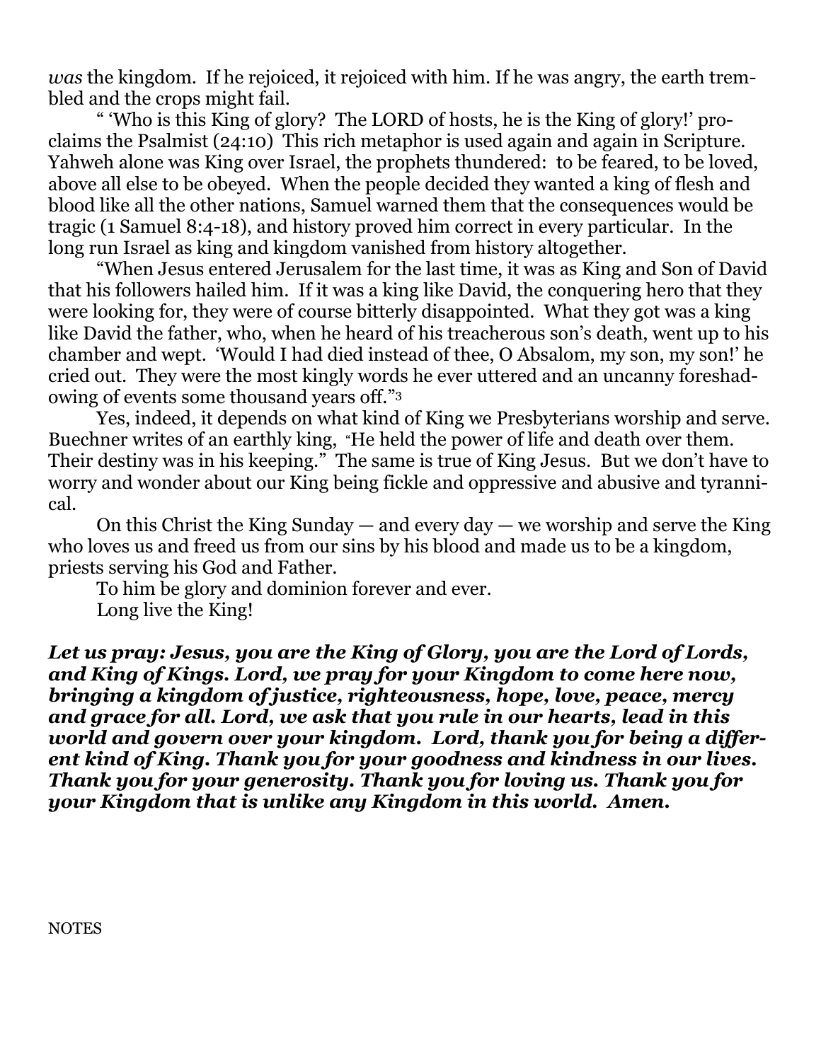*was* the kingdom. If he rejoiced, it rejoiced with him. If he was angry, the earth trembled and the crops might fail.

" 'Who is this King of glory? The LORD of hosts, he is the King of glory!' proclaims the Psalmist (24:10) This rich metaphor is used again and again in Scripture. Yahweh alone was King over Israel, the prophets thundered: to be feared, to be loved, above all else to be obeyed. When the people decided they wanted a king of flesh and blood like all the other nations, Samuel warned them that the consequences would be tragic (1 Samuel 8:4-18), and history proved him correct in every particular. In the long run Israel as king and kingdom vanished from history altogether.

"When Jesus entered Jerusalem for the last time, it was as King and Son of David that his followers hailed him. If it was a king like David, the conquering hero that they were looking for, they were of course bitterly disappointed. What they got was a king like David the father, who, when he heard of his treacherous son's death, went up to his chamber and wept. 'Would I had died instead of thee, O Absalom, my son, my son!' he cried out. They were the most kingly words he ever uttered and an uncanny foreshadowing of events some thousand years off."[3]

Yes, indeed, it depends on what kind of King we Presbyterians worship and serve. Buechner writes of an earthly king, "He held the power of life and death over them. Their destiny was in his keeping." The same is true of King Jesus. But we don't have to worry and wonder about our King being fickle and oppressive and abusive and tyrannical.

On this Christ the King Sunday — and every day — we worship and serve the King who loves us and freed us from our sins by his blood and made us to be a kingdom, priests serving his God and Father.

To him be glory and dominion forever and ever.

Long live the King!

***Let us pray: Jesus, you are the King of Glory, you are the Lord of Lords, and King of Kings. Lord, we pray for your Kingdom to come here now, bringing a kingdom of justice, righteousness, hope, love, peace, mercy and grace for all. Lord, we ask that you rule in our hearts, lead in this world and govern over your kingdom. Lord, thank you for being a different kind of King. Thank you for your goodness and kindness in our lives. Thank you for your generosity. Thank you for loving us. Thank you for your Kingdom that is unlike any Kingdom in this world. Amen.***

NOTES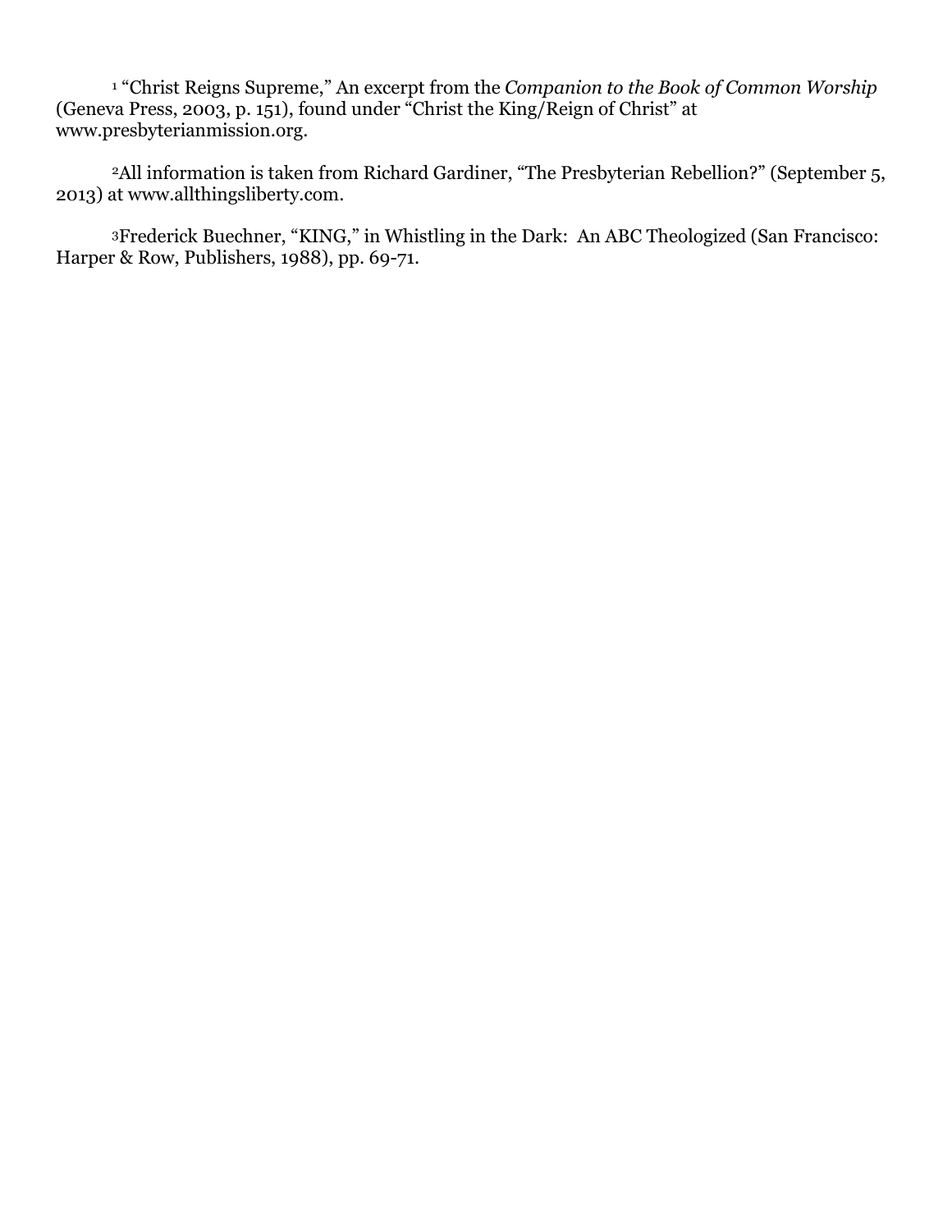[1] "Christ Reigns Supreme," An excerpt from the *Companion to the Book of Common Worship* (Geneva Press, 2003, p. 151), found under "Christ the King/Reign of Christ" at www.presbyterianmission.org.

[2]All information is taken from Richard Gardiner, "The Presbyterian Rebellion?" (September 5, 2013) at www.allthingsliberty.com.

[3]Frederick Buechner, "KING," in Whistling in the Dark: An ABC Theologized (San Francisco: Harper & Row, Publishers, 1988), pp. 69-71.